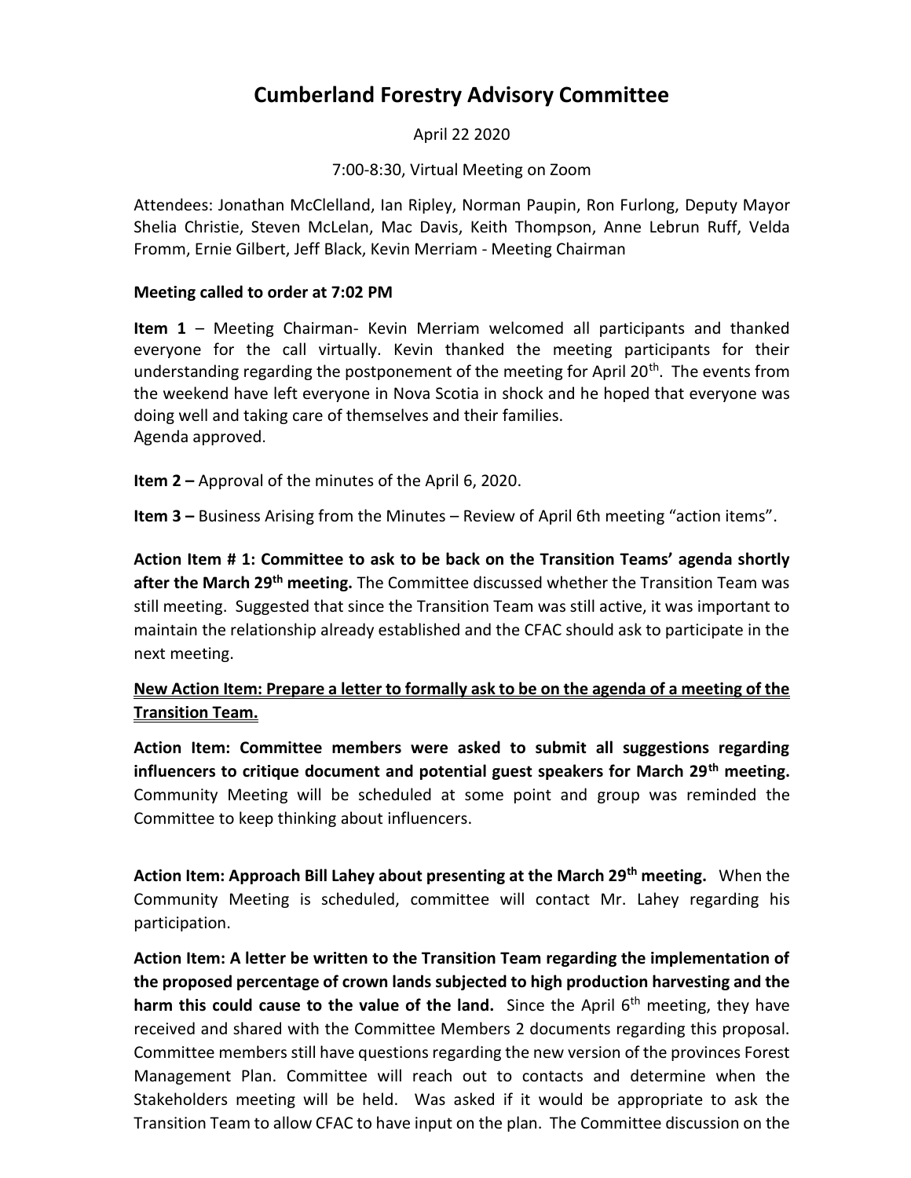# Cumberland Forestry Advisory Committee

April 22 2020

7:00-8:30, Virtual Meeting on Zoom

Attendees: Jonathan McClelland, Ian Ripley, Norman Paupin, Ron Furlong, Deputy Mayor Shelia Christie, Steven McLelan, Mac Davis, Keith Thompson, Anne Lebrun Ruff, Velda Fromm, Ernie Gilbert, Jeff Black, Kevin Merriam - Meeting Chairman

**Meeting called to order at 7:02 PM**

**Item 1** – Meeting Chairman- Kevin Merriam welcomed all participants and thanked everyone for the call virtually. Kevin thanked the meeting participants for their understanding regarding the postponement of the meeting for April 20th. The events from the weekend have left everyone in Nova Scotia in shock and he hoped that everyone was doing well and taking care of themselves and their families.
Agenda approved.

**Item 2 –** Approval of the minutes of the April 6, 2020.

**Item 3 –** Business Arising from the Minutes – Review of April 6th meeting "action items".

**Action Item # 1: Committee to ask to be back on the Transition Teams' agenda shortly after the March 29th meeting.** The Committee discussed whether the Transition Team was still meeting. Suggested that since the Transition Team was still active, it was important to maintain the relationship already established and the CFAC should ask to participate in the next meeting.

**<u>New Action Item: Prepare a letter to formally ask to be on the agenda of a meeting of the Transition Team.</u>**

**Action Item: Committee members were asked to submit all suggestions regarding influencers to critique document and potential guest speakers for March 29th meeting.** Community Meeting will be scheduled at some point and group was reminded the Committee to keep thinking about influencers.

**Action Item: Approach Bill Lahey about presenting at the March 29th meeting.** When the Community Meeting is scheduled, committee will contact Mr. Lahey regarding his participation.

**Action Item: A letter be written to the Transition Team regarding the implementation of the proposed percentage of crown lands subjected to high production harvesting and the harm this could cause to the value of the land.** Since the April 6th meeting, they have received and shared with the Committee Members 2 documents regarding this proposal. Committee members still have questions regarding the new version of the provinces Forest Management Plan. Committee will reach out to contacts and determine when the Stakeholders meeting will be held. Was asked if it would be appropriate to ask the Transition Team to allow CFAC to have input on the plan. The Committee discussion on the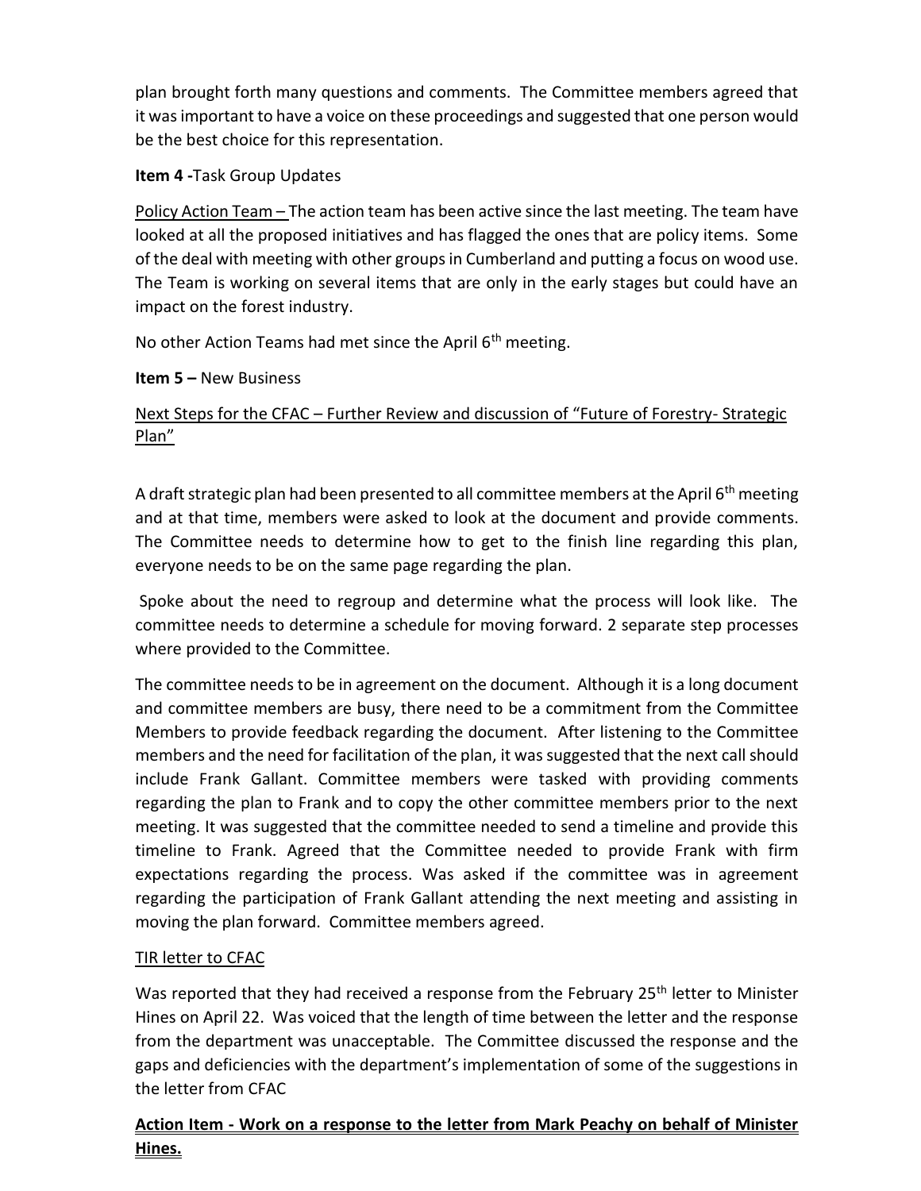plan brought forth many questions and comments. The Committee members agreed that it was important to have a voice on these proceedings and suggested that one person would be the best choice for this representation.

**Item 4 -**Task Group Updates

Policy Action Team – The action team has been active since the last meeting. The team have looked at all the proposed initiatives and has flagged the ones that are policy items. Some of the deal with meeting with other groups in Cumberland and putting a focus on wood use. The Team is working on several items that are only in the early stages but could have an impact on the forest industry.

No other Action Teams had met since the April 6th meeting.

**Item 5 –** New Business

Next Steps for the CFAC – Further Review and discussion of "Future of Forestry- Strategic Plan"

A draft strategic plan had been presented to all committee members at the April 6th meeting and at that time, members were asked to look at the document and provide comments. The Committee needs to determine how to get to the finish line regarding this plan, everyone needs to be on the same page regarding the plan.

Spoke about the need to regroup and determine what the process will look like. The committee needs to determine a schedule for moving forward. 2 separate step processes where provided to the Committee.

The committee needs to be in agreement on the document. Although it is a long document and committee members are busy, there need to be a commitment from the Committee Members to provide feedback regarding the document. After listening to the Committee members and the need for facilitation of the plan, it was suggested that the next call should include Frank Gallant. Committee members were tasked with providing comments regarding the plan to Frank and to copy the other committee members prior to the next meeting. It was suggested that the committee needed to send a timeline and provide this timeline to Frank. Agreed that the Committee needed to provide Frank with firm expectations regarding the process. Was asked if the committee was in agreement regarding the participation of Frank Gallant attending the next meeting and assisting in moving the plan forward. Committee members agreed.

TIR letter to CFAC

Was reported that they had received a response from the February 25th letter to Minister Hines on April 22. Was voiced that the length of time between the letter and the response from the department was unacceptable. The Committee discussed the response and the gaps and deficiencies with the department's implementation of some of the suggestions in the letter from CFAC

**Action Item - Work on a response to the letter from Mark Peachy on behalf of Minister Hines.**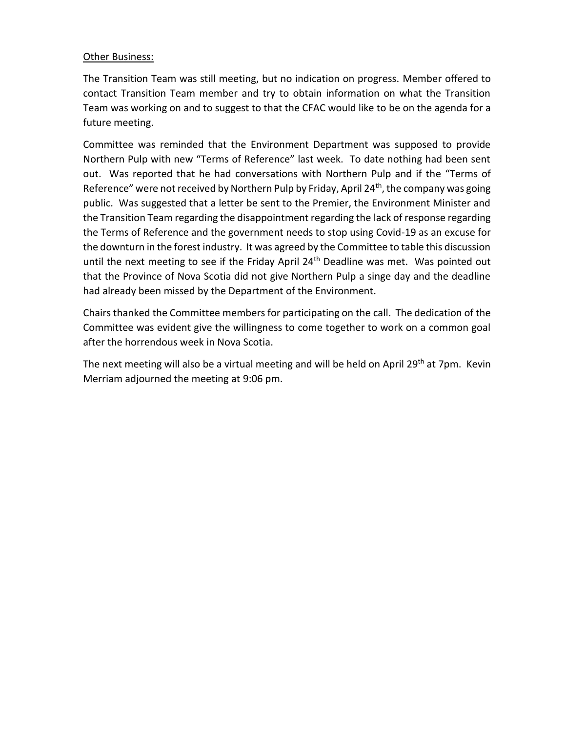Other Business:

The Transition Team was still meeting, but no indication on progress. Member offered to contact Transition Team member and try to obtain information on what the Transition Team was working on and to suggest to that the CFAC would like to be on the agenda for a future meeting.

Committee was reminded that the Environment Department was supposed to provide Northern Pulp with new "Terms of Reference" last week. To date nothing had been sent out. Was reported that he had conversations with Northern Pulp and if the "Terms of Reference" were not received by Northern Pulp by Friday, April 24th, the company was going public. Was suggested that a letter be sent to the Premier, the Environment Minister and the Transition Team regarding the disappointment regarding the lack of response regarding the Terms of Reference and the government needs to stop using Covid-19 as an excuse for the downturn in the forest industry. It was agreed by the Committee to table this discussion until the next meeting to see if the Friday April 24th Deadline was met. Was pointed out that the Province of Nova Scotia did not give Northern Pulp a singe day and the deadline had already been missed by the Department of the Environment.

Chairs thanked the Committee members for participating on the call. The dedication of the Committee was evident give the willingness to come together to work on a common goal after the horrendous week in Nova Scotia.

The next meeting will also be a virtual meeting and will be held on April 29th at 7pm. Kevin Merriam adjourned the meeting at 9:06 pm.